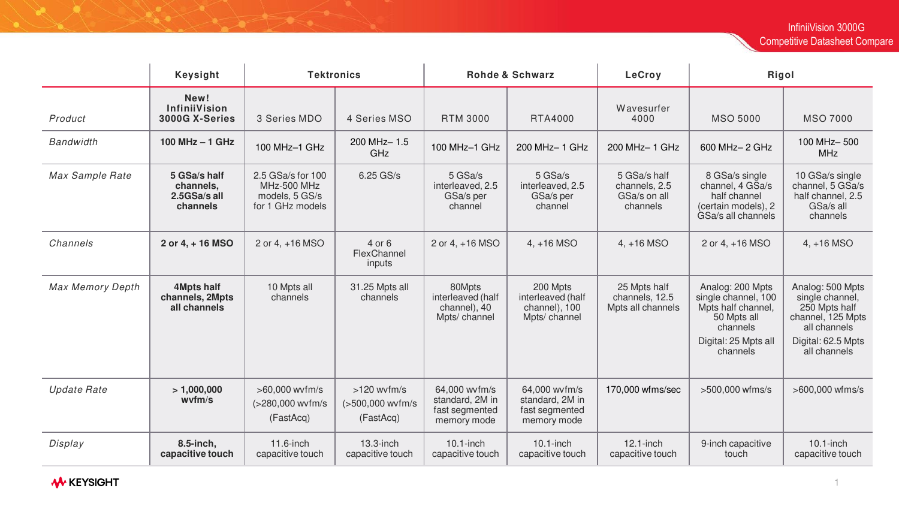InfiniiVision 3000G Competitive Datasheet Compare

| | Keysight | Tektronics | | Rohde & Schwarz | | LeCroy | Rigol | |
|---|---|---|---|---|---|---|---|---|
| *Product* | **New! InfiniiVision 3000G X-Series** | 3 Series MDO | 4 Series MSO | RTM 3000 | RTA4000 | Wavesurfer 4000 | MSO 5000 | MSO 7000 |
| *Bandwidth* | **100 MHz – 1 GHz** | 100 MHz–1 GHz | 200 MHz– 1.5 GHz | 100 MHz–1 GHz | 200 MHz– 1 GHz | 200 MHz– 1 GHz | 600 MHz– 2 GHz | 100 MHz– 500 MHz |
| *Max Sample Rate* | **5 GSa/s half channels, 2.5GSa/s all channels** | 2.5 GSa/s for 100 MHz-500 MHz models, 5 GS/s for 1 GHz models | 6.25 GS/s | 5 GSa/s interleaved, 2.5 GSa/s per channel | 5 GSa/s interleaved, 2.5 GSa/s per channel | 5 GSa/s half channels, 2.5 GSa/s on all channels | 8 GSa/s single channel, 4 GSa/s half channel (certain models), 2 GSa/s all channels | 10 GSa/s single channel, 5 GSa/s half channel, 2.5 GSa/s all channels |
| *Channels* | **2 or 4, + 16 MSO** | 2 or 4, +16 MSO | 4 or 6 FlexChannel inputs | 2 or 4, +16 MSO | 4, +16 MSO | 4, +16 MSO | 2 or 4, +16 MSO | 4, +16 MSO |
| *Max Memory Depth* | **4Mpts half channels, 2Mpts all channels** | 10 Mpts all channels | 31.25 Mpts all channels | 80Mpts interleaved (half channel), 40 Mpts/ channel | 200 Mpts interleaved (half channel), 100 Mpts/ channel | 25 Mpts half channels, 12.5 Mpts all channels | Analog: 200 Mpts single channel, 100 Mpts half channel, 50 Mpts all channels<br>Digital: 25 Mpts all channels | Analog: 500 Mpts single channel, 250 Mpts half channel, 125 Mpts all channels<br>Digital: 62.5 Mpts all channels |
| *Update Rate* | **> 1,000,000 wvfm/s** | >60,000 wvfm/s (>280,000 wvfm/s (FastAcq) | >120 wvfm/s (>500,000 wvfm/s (FastAcq) | 64,000 wvfm/s standard, 2M in fast segmented memory mode | 64,000 wvfm/s standard, 2M in fast segmented memory mode | 170,000 wfms/sec | >500,000 wfms/s | >600,000 wfms/s |
| *Display* | **8.5-inch, capacitive touch** | 11.6-inch capacitive touch | 13.3-inch capacitive touch | 10.1-inch capacitive touch | 10.1-inch capacitive touch | 12.1-inch capacitive touch | 9-inch capacitive touch | 10.1-inch capacitive touch |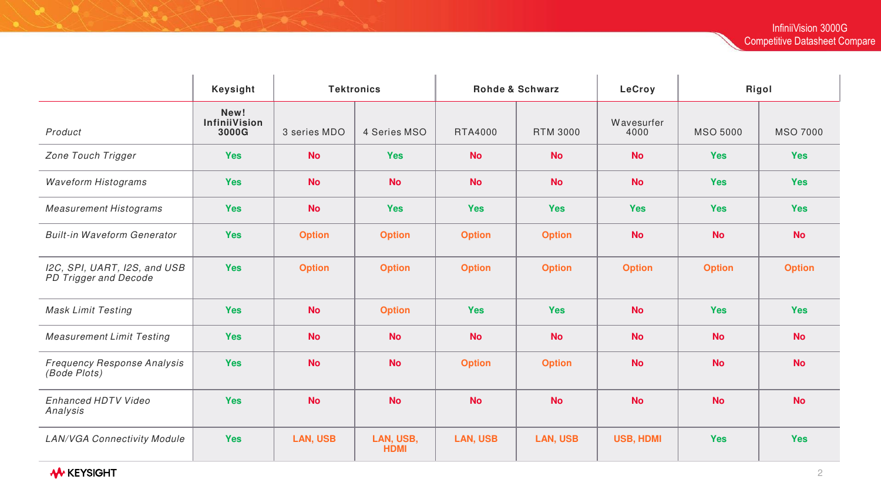| | Keysight | Tektronics | | Rohde & Schwarz | | LeCroy | Rigol | |
|---|---|---|---|---|---|---|---|---|
| *Product* | New! InfiniiVision 3000G | 3 series MDO | 4 Series MSO | RTA4000 | RTM 3000 | Wavesurfer 4000 | MSO 5000 | MSO 7000 |
| *Zone Touch Trigger* | Yes | No | Yes | No | No | No | Yes | Yes |
| *Waveform Histograms* | Yes | No | No | No | No | No | Yes | Yes |
| *Measurement Histograms* | Yes | No | Yes | Yes | Yes | Yes | Yes | Yes |
| *Built-in Waveform Generator* | Yes | Option | Option | Option | Option | No | No | No |
| *I2C, SPI, UART, I2S, and USB PD Trigger and Decode* | Yes | Option | Option | Option | Option | Option | Option | Option |
| *Mask Limit Testing* | Yes | No | Option | Yes | Yes | No | Yes | Yes |
| *Measurement Limit Testing* | Yes | No | No | No | No | No | No | No |
| *Frequency Response Analysis (Bode Plots)* | Yes | No | No | Option | Option | No | No | No |
| *Enhanced HDTV Video Analysis* | Yes | No | No | No | No | No | No | No |
| *LAN/VGA Connectivity Module* | Yes | LAN, USB | LAN, USB, HDMI | LAN, USB | LAN, USB | USB, HDMI | Yes | Yes |